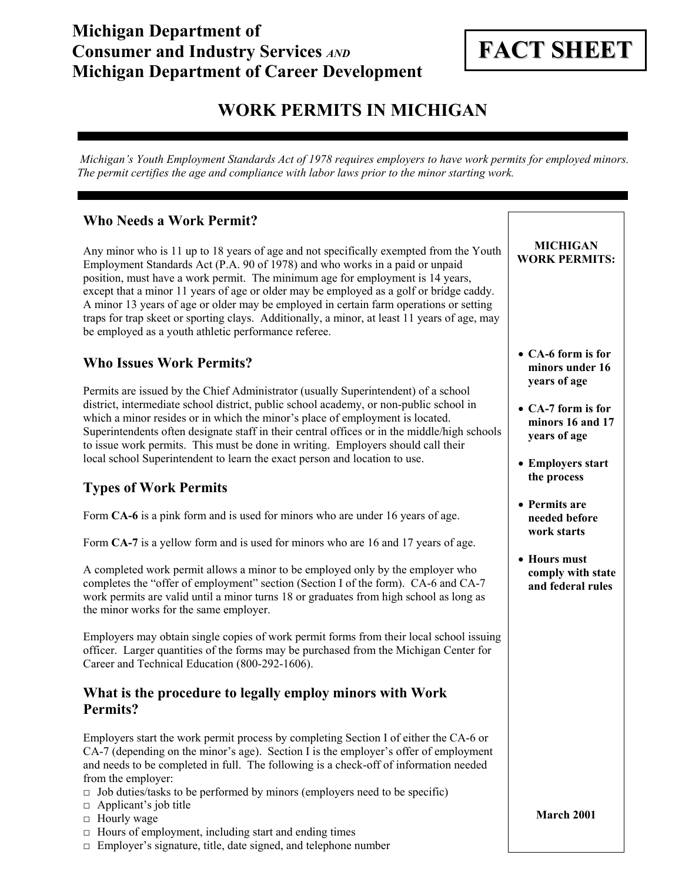**Michigan Department of Consumer and Industry Services** *AND* **Michigan Department of Career Development**

**FACT SHEET**

# WORK PERMITS IN MICHIGAN

*Michigan's Youth Employment Standards Act of 1978 requires employers to have work permits for employed minors. The permit certifies the age and compliance with labor laws prior to the minor starting work.*

## Who Needs a Work Permit?

Any minor who is 11 up to 18 years of age and not specifically exempted from the Youth Employment Standards Act (P.A. 90 of 1978) and who works in a paid or unpaid position, must have a work permit. The minimum age for employment is 14 years, except that a minor 11 years of age or older may be employed as a golf or bridge caddy. A minor 13 years of age or older may be employed in certain farm operations or setting traps for trap skeet or sporting clays. Additionally, a minor, at least 11 years of age, may be employed as a youth athletic performance referee.

## Who Issues Work Permits?

Permits are issued by the Chief Administrator (usually Superintendent) of a school district, intermediate school district, public school academy, or non-public school in which a minor resides or in which the minor's place of employment is located. Superintendents often designate staff in their central offices or in the middle/high schools to issue work permits. This must be done in writing. Employers should call their local school Superintendent to learn the exact person and location to use.

## Types of Work Permits

Form **CA-6** is a pink form and is used for minors who are under 16 years of age.

Form **CA-7** is a yellow form and is used for minors who are 16 and 17 years of age.

A completed work permit allows a minor to be employed only by the employer who completes the "offer of employment" section (Section I of the form). CA-6 and CA-7 work permits are valid until a minor turns 18 or graduates from high school as long as the minor works for the same employer.

Employers may obtain single copies of work permit forms from their local school issuing officer. Larger quantities of the forms may be purchased from the Michigan Center for Career and Technical Education (800-292-1606).

## What is the procedure to legally employ minors with Work Permits?

Employers start the work permit process by completing Section I of either the CA-6 or CA-7 (depending on the minor's age). Section I is the employer's offer of employment and needs to be completed in full. The following is a check-off of information needed from the employer:

- □ Job duties/tasks to be performed by minors (employers need to be specific)
- □ Applicant's job title
- □ Hourly wage
- □ Hours of employment, including start and ending times
- □ Employer's signature, title, date signed, and telephone number

**MICHIGAN WORK PERMITS:**

- **CA-6 form is for minors under 16 years of age**
- **CA-7 form is for minors 16 and 17 years of age**
- **Employers start the process**
- **Permits are needed before work starts**
- **Hours must comply with state and federal rules**

**March 2001**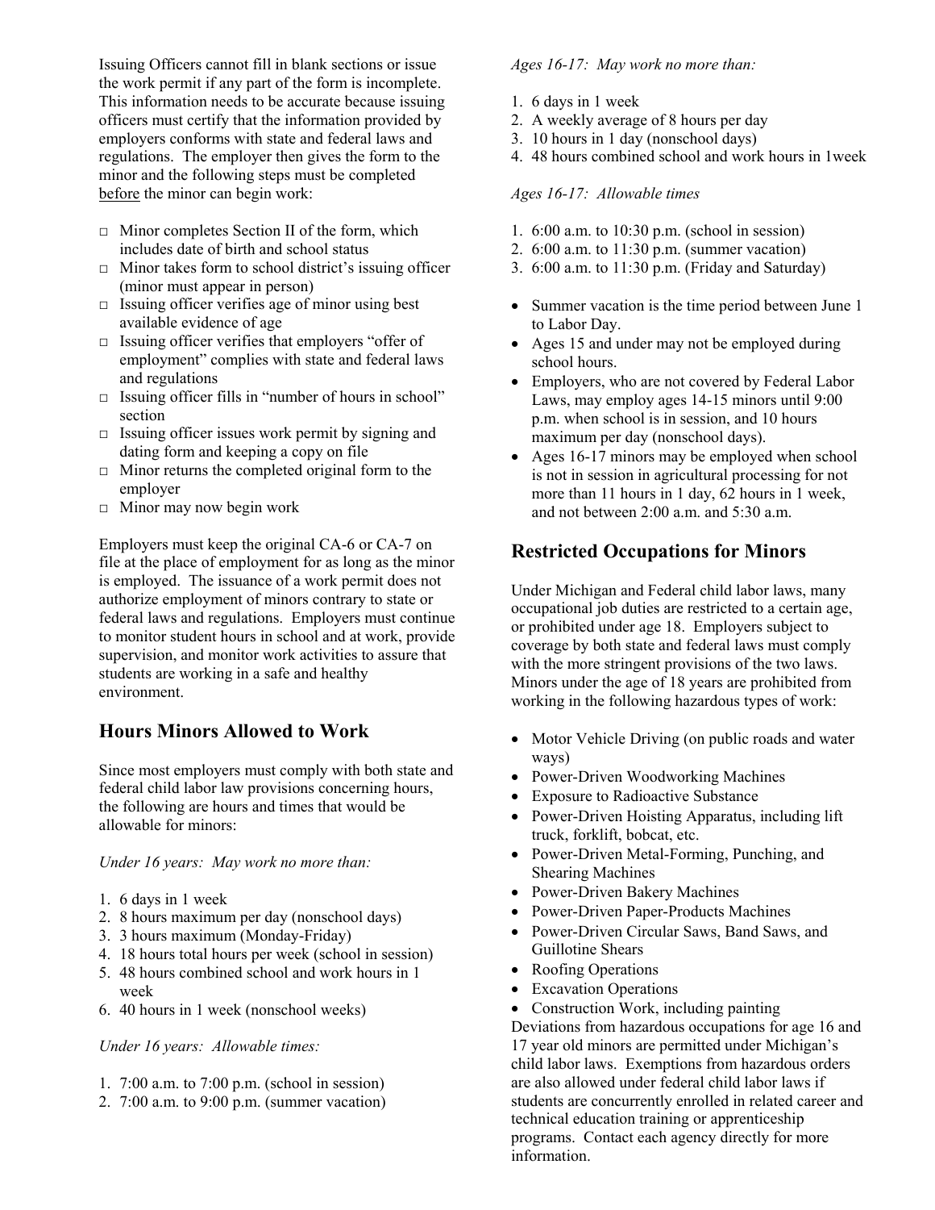Issuing Officers cannot fill in blank sections or issue the work permit if any part of the form is incomplete. This information needs to be accurate because issuing officers must certify that the information provided by employers conforms with state and federal laws and regulations. The employer then gives the form to the minor and the following steps must be completed before the minor can begin work:

- □ Minor completes Section II of the form, which includes date of birth and school status
- □ Minor takes form to school district's issuing officer (minor must appear in person)
- □ Issuing officer verifies age of minor using best available evidence of age
- □ Issuing officer verifies that employers "offer of employment" complies with state and federal laws and regulations
- □ Issuing officer fills in "number of hours in school" section
- □ Issuing officer issues work permit by signing and dating form and keeping a copy on file
- □ Minor returns the completed original form to the employer
- □ Minor may now begin work

Employers must keep the original CA-6 or CA-7 on file at the place of employment for as long as the minor is employed. The issuance of a work permit does not authorize employment of minors contrary to state or federal laws and regulations. Employers must continue to monitor student hours in school and at work, provide supervision, and monitor work activities to assure that students are working in a safe and healthy environment.

## Hours Minors Allowed to Work

Since most employers must comply with both state and federal child labor law provisions concerning hours, the following are hours and times that would be allowable for minors:

*Under 16 years: May work no more than:*

1. 6 days in 1 week
2. 8 hours maximum per day (nonschool days)
3. 3 hours maximum (Monday-Friday)
4. 18 hours total hours per week (school in session)
5. 48 hours combined school and work hours in 1 week
6. 40 hours in 1 week (nonschool weeks)

*Under 16 years: Allowable times:*

1. 7:00 a.m. to 7:00 p.m. (school in session)
2. 7:00 a.m. to 9:00 p.m. (summer vacation)

*Ages 16-17: May work no more than:*

1. 6 days in 1 week
2. A weekly average of 8 hours per day
3. 10 hours in 1 day (nonschool days)
4. 48 hours combined school and work hours in 1week

*Ages 16-17: Allowable times*

1. 6:00 a.m. to 10:30 p.m. (school in session)
2. 6:00 a.m. to 11:30 p.m. (summer vacation)
3. 6:00 a.m. to 11:30 p.m. (Friday and Saturday)

- Summer vacation is the time period between June 1 to Labor Day.
- Ages 15 and under may not be employed during school hours.
- Employers, who are not covered by Federal Labor Laws, may employ ages 14-15 minors until 9:00 p.m. when school is in session, and 10 hours maximum per day (nonschool days).
- Ages 16-17 minors may be employed when school is not in session in agricultural processing for not more than 11 hours in 1 day, 62 hours in 1 week, and not between 2:00 a.m. and 5:30 a.m.

## Restricted Occupations for Minors

Under Michigan and Federal child labor laws, many occupational job duties are restricted to a certain age, or prohibited under age 18. Employers subject to coverage by both state and federal laws must comply with the more stringent provisions of the two laws. Minors under the age of 18 years are prohibited from working in the following hazardous types of work:

- Motor Vehicle Driving (on public roads and water ways)
- Power-Driven Woodworking Machines
- Exposure to Radioactive Substance
- Power-Driven Hoisting Apparatus, including lift truck, forklift, bobcat, etc.
- Power-Driven Metal-Forming, Punching, and Shearing Machines
- Power-Driven Bakery Machines
- Power-Driven Paper-Products Machines
- Power-Driven Circular Saws, Band Saws, and Guillotine Shears
- Roofing Operations
- Excavation Operations
- Construction Work, including painting

Deviations from hazardous occupations for age 16 and 17 year old minors are permitted under Michigan's child labor laws. Exemptions from hazardous orders are also allowed under federal child labor laws if students are concurrently enrolled in related career and technical education training or apprenticeship programs. Contact each agency directly for more information.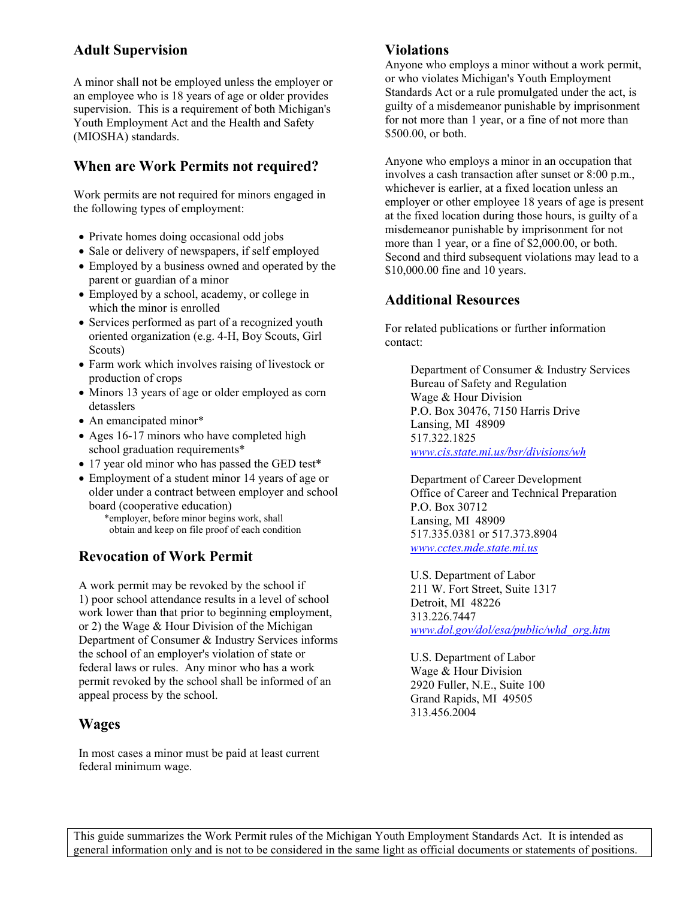## Adult Supervision

A minor shall not be employed unless the employer or an employee who is 18 years of age or older provides supervision. This is a requirement of both Michigan's Youth Employment Act and the Health and Safety (MIOSHA) standards.

## When are Work Permits not required?

Work permits are not required for minors engaged in the following types of employment:

- Private homes doing occasional odd jobs
- Sale or delivery of newspapers, if self employed
- Employed by a business owned and operated by the parent or guardian of a minor
- Employed by a school, academy, or college in which the minor is enrolled
- Services performed as part of a recognized youth oriented organization (e.g. 4-H, Boy Scouts, Girl Scouts)
- Farm work which involves raising of livestock or production of crops
- Minors 13 years of age or older employed as corn detasslers
- An emancipated minor*
- Ages 16-17 minors who have completed high school graduation requirements*
- 17 year old minor who has passed the GED test*
- Employment of a student minor 14 years of age or older under a contract between employer and school board (cooperative education)

*employer, before minor begins work, shall obtain and keep on file proof of each condition

## Revocation of Work Permit

A work permit may be revoked by the school if 1) poor school attendance results in a level of school work lower than that prior to beginning employment, or 2) the Wage & Hour Division of the Michigan Department of Consumer & Industry Services informs the school of an employer's violation of state or federal laws or rules. Any minor who has a work permit revoked by the school shall be informed of an appeal process by the school.

## Wages

In most cases a minor must be paid at least current federal minimum wage.

## Violations

Anyone who employs a minor without a work permit, or who violates Michigan's Youth Employment Standards Act or a rule promulgated under the act, is guilty of a misdemeanor punishable by imprisonment for not more than 1 year, or a fine of not more than $500.00, or both.

Anyone who employs a minor in an occupation that involves a cash transaction after sunset or 8:00 p.m., whichever is earlier, at a fixed location unless an employer or other employee 18 years of age is present at the fixed location during those hours, is guilty of a misdemeanor punishable by imprisonment for not more than 1 year, or a fine of $2,000.00, or both. Second and third subsequent violations may lead to a $10,000.00 fine and 10 years.

## Additional Resources

For related publications or further information contact:

Department of Consumer & Industry Services
Bureau of Safety and Regulation
Wage & Hour Division
P.O. Box 30476, 7150 Harris Drive
Lansing, MI 48909
517.322.1825
*www.cis.state.mi.us/bsr/divisions/wh*

Department of Career Development
Office of Career and Technical Preparation
P.O. Box 30712
Lansing, MI 48909
517.335.0381 or 517.373.8904
*www.cctes.mde.state.mi.us*

U.S. Department of Labor
211 W. Fort Street, Suite 1317
Detroit, MI 48226
313.226.7447
*www.dol.gov/dol/esa/public/whd_org.htm*

U.S. Department of Labor
Wage & Hour Division
2920 Fuller, N.E., Suite 100
Grand Rapids, MI 49505
313.456.2004

This guide summarizes the Work Permit rules of the Michigan Youth Employment Standards Act. It is intended as general information only and is not to be considered in the same light as official documents or statements of positions.